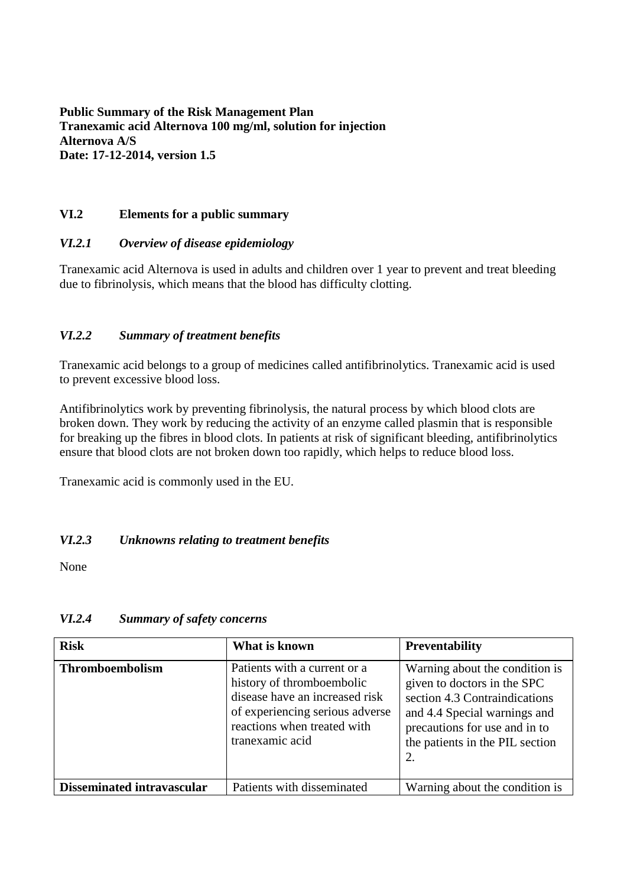**Public Summary of the Risk Management Plan**
**Tranexamic acid Alternova 100 mg/ml, solution for injection**
**Alternova A/S**
**Date: 17-12-2014, version 1.5**

## VI.2 Elements for a public summary

### *VI.2.1 Overview of disease epidemiology*

Tranexamic acid Alternova is used in adults and children over 1 year to prevent and treat bleeding due to fibrinolysis, which means that the blood has difficulty clotting.

### *VI.2.2 Summary of treatment benefits*

Tranexamic acid belongs to a group of medicines called antifibrinolytics. Tranexamic acid is used to prevent excessive blood loss.

Antifibrinolytics work by preventing fibrinolysis, the natural process by which blood clots are broken down. They work by reducing the activity of an enzyme called plasmin that is responsible for breaking up the fibres in blood clots. In patients at risk of significant bleeding, antifibrinolytics ensure that blood clots are not broken down too rapidly, which helps to reduce blood loss.

Tranexamic acid is commonly used in the EU.

### *VI.2.3 Unknowns relating to treatment benefits*

None

### *VI.2.4 Summary of safety concerns*

| Risk | What is known | Preventability |
| --- | --- | --- |
| **Thromboembolism** | Patients with a current or a history of thromboembolic disease have an increased risk of experiencing serious adverse reactions when treated with tranexamic acid | Warning about the condition is given to doctors in the SPC section 4.3 Contraindications and 4.4 Special warnings and precautions for use and in to the patients in the PIL section 2. |
| **Disseminated intravascular** | Patients with disseminated | Warning about the condition is |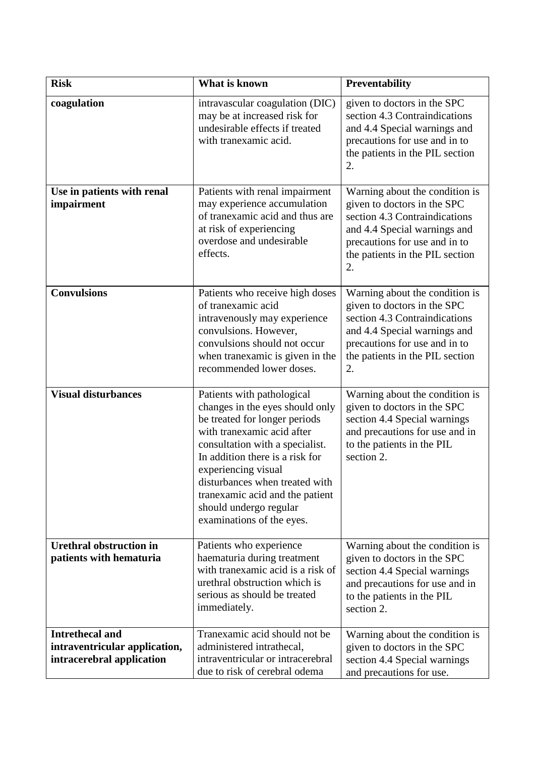| Risk | What is known | Preventability |
|---|---|---|
| **coagulation** | intravascular coagulation (DIC) may be at increased risk for undesirable effects if treated with tranexamic acid. | given to doctors in the SPC section 4.3 Contraindications and 4.4 Special warnings and precautions for use and in to the patients in the PIL section 2. |
| **Use in patients with renal impairment** | Patients with renal impairment may experience accumulation of tranexamic acid and thus are at risk of experiencing overdose and undesirable effects. | Warning about the condition is given to doctors in the SPC section 4.3 Contraindications and 4.4 Special warnings and precautions for use and in to the patients in the PIL section 2. |
| **Convulsions** | Patients who receive high doses of tranexamic acid intravenously may experience convulsions. However, convulsions should not occur when tranexamic is given in the recommended lower doses. | Warning about the condition is given to doctors in the SPC section 4.3 Contraindications and 4.4 Special warnings and precautions for use and in to the patients in the PIL section 2. |
| **Visual disturbances** | Patients with pathological changes in the eyes should only be treated for longer periods with tranexamic acid after consultation with a specialist. In addition there is a risk for experiencing visual disturbances when treated with tranexamic acid and the patient should undergo regular examinations of the eyes. | Warning about the condition is given to doctors in the SPC section 4.4 Special warnings and precautions for use and in to the patients in the PIL section 2. |
| **Urethral obstruction in patients with hematuria** | Patients who experience haematuria during treatment with tranexamic acid is a risk of urethral obstruction which is serious as should be treated immediately. | Warning about the condition is given to doctors in the SPC section 4.4 Special warnings and precautions for use and in to the patients in the PIL section 2. |
| **Intrethecal and intraventricular application, intracerebral application** | Tranexamic acid should not be administered intrathecal, intraventricular or intracerebral due to risk of cerebral odema | Warning about the condition is given to doctors in the SPC section 4.4 Special warnings and precautions for use. |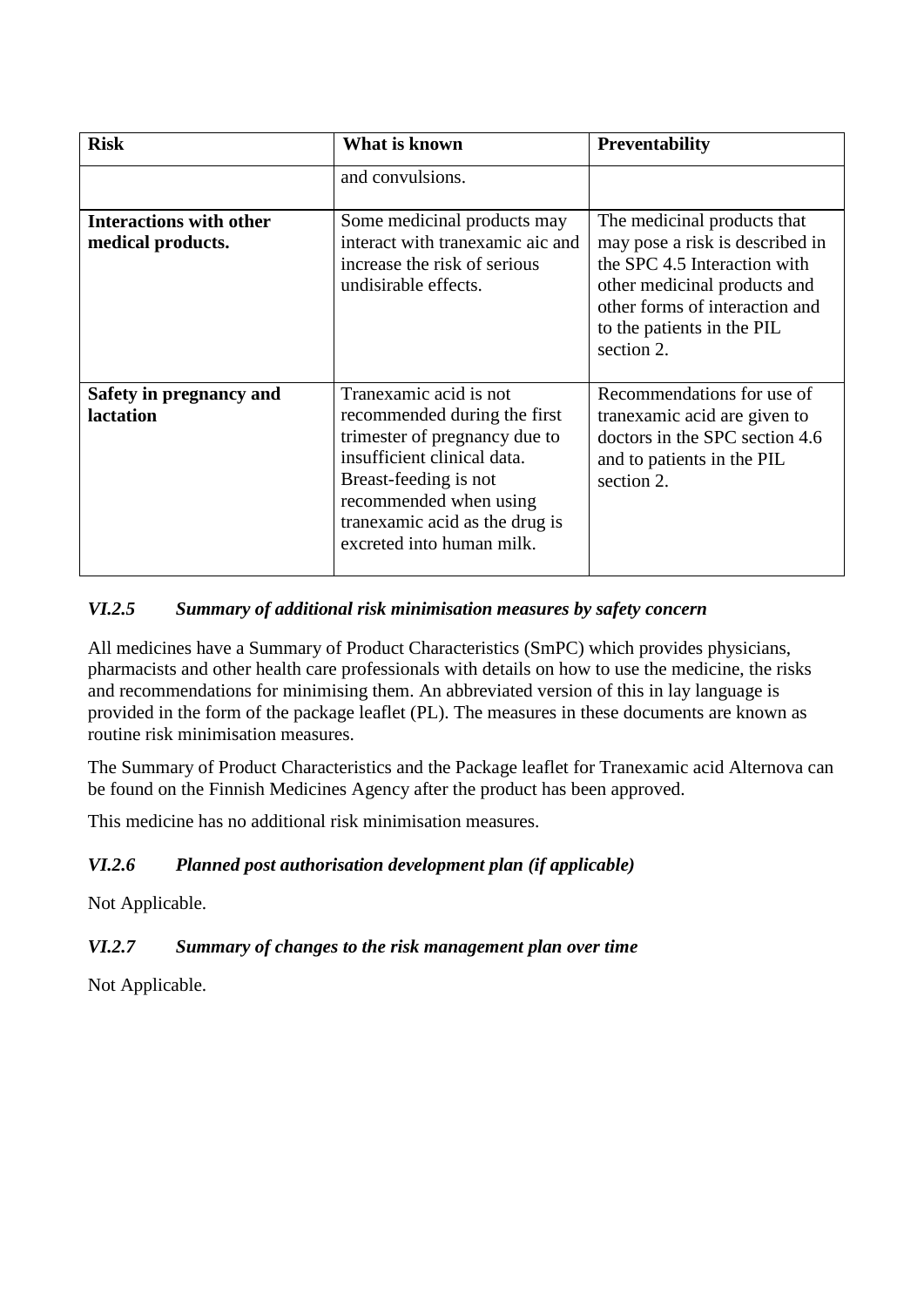| Risk | What is known | Preventability |
|---|---|---|
| | and convulsions. | |
| **Interactions with other medical products.** | Some medicinal products may interact with tranexamic aic and increase the risk of serious undisirable effects. | The medicinal products that may pose a risk is described in the SPC 4.5 Interaction with other medicinal products and other forms of interaction and to the patients in the PIL section 2. |
| **Safety in pregnancy and lactation** | Tranexamic acid is not recommended during the first trimester of pregnancy due to insufficient clinical data. Breast-feeding is not recommended when using tranexamic acid as the drug is excreted into human milk. | Recommendations for use of tranexamic acid are given to doctors in the SPC section 4.6 and to patients in the PIL section 2. |

### *VI.2.5 Summary of additional risk minimisation measures by safety concern*

All medicines have a Summary of Product Characteristics (SmPC) which provides physicians, pharmacists and other health care professionals with details on how to use the medicine, the risks and recommendations for minimising them. An abbreviated version of this in lay language is provided in the form of the package leaflet (PL). The measures in these documents are known as routine risk minimisation measures.

The Summary of Product Characteristics and the Package leaflet for Tranexamic acid Alternova can be found on the Finnish Medicines Agency after the product has been approved.

This medicine has no additional risk minimisation measures.

### *VI.2.6 Planned post authorisation development plan (if applicable)*

Not Applicable.

### *VI.2.7 Summary of changes to the risk management plan over time*

Not Applicable.